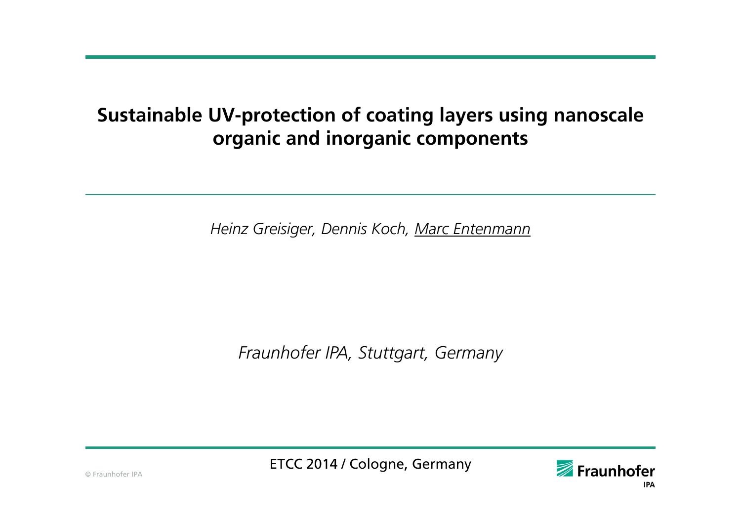# Sustainable UV-protection of coating layers using nanoscale organic and inorganic components

*Heinz Greisiger, Dennis Koch, Marc Entenmann*

*Fraunhofer IPA, Stuttgart, Germany*

ETCC 2014 / Cologne, Germany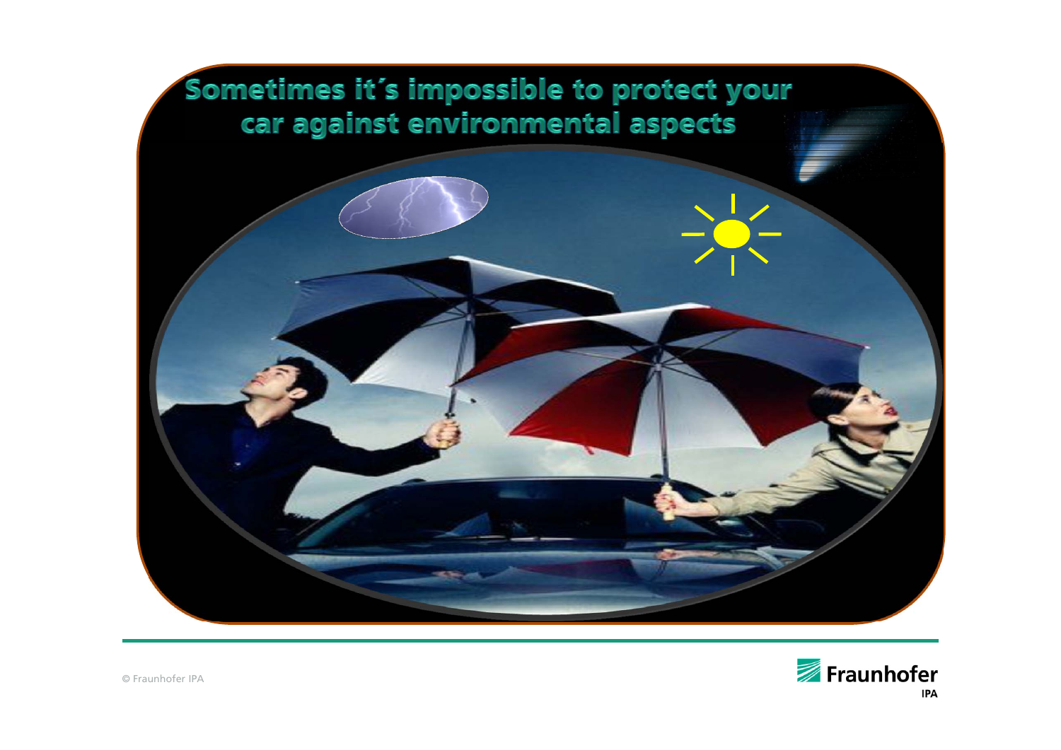# Sometimes it´s impossible to protect your car against environmental aspects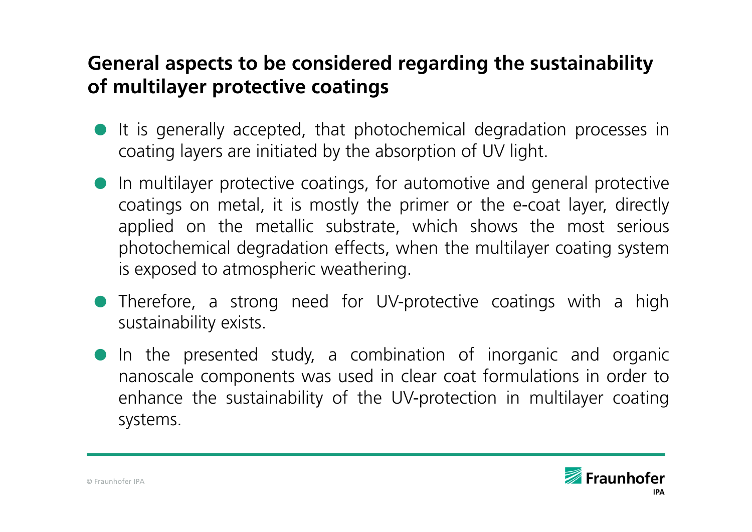## General aspects to be considered regarding the sustainability of multilayer protective coatings

- It is generally accepted, that photochemical degradation processes in coating layers are initiated by the absorption of UV light.
- In multilayer protective coatings, for automotive and general protective coatings on metal, it is mostly the primer or the e-coat layer, directly applied on the metallic substrate, which shows the most serious photochemical degradation effects, when the multilayer coating system is exposed to atmospheric weathering.
- Therefore, a strong need for UV-protective coatings with a high sustainability exists.
- In the presented study, a combination of inorganic and organic nanoscale components was used in clear coat formulations in order to enhance the sustainability of the UV-protection in multilayer coating systems.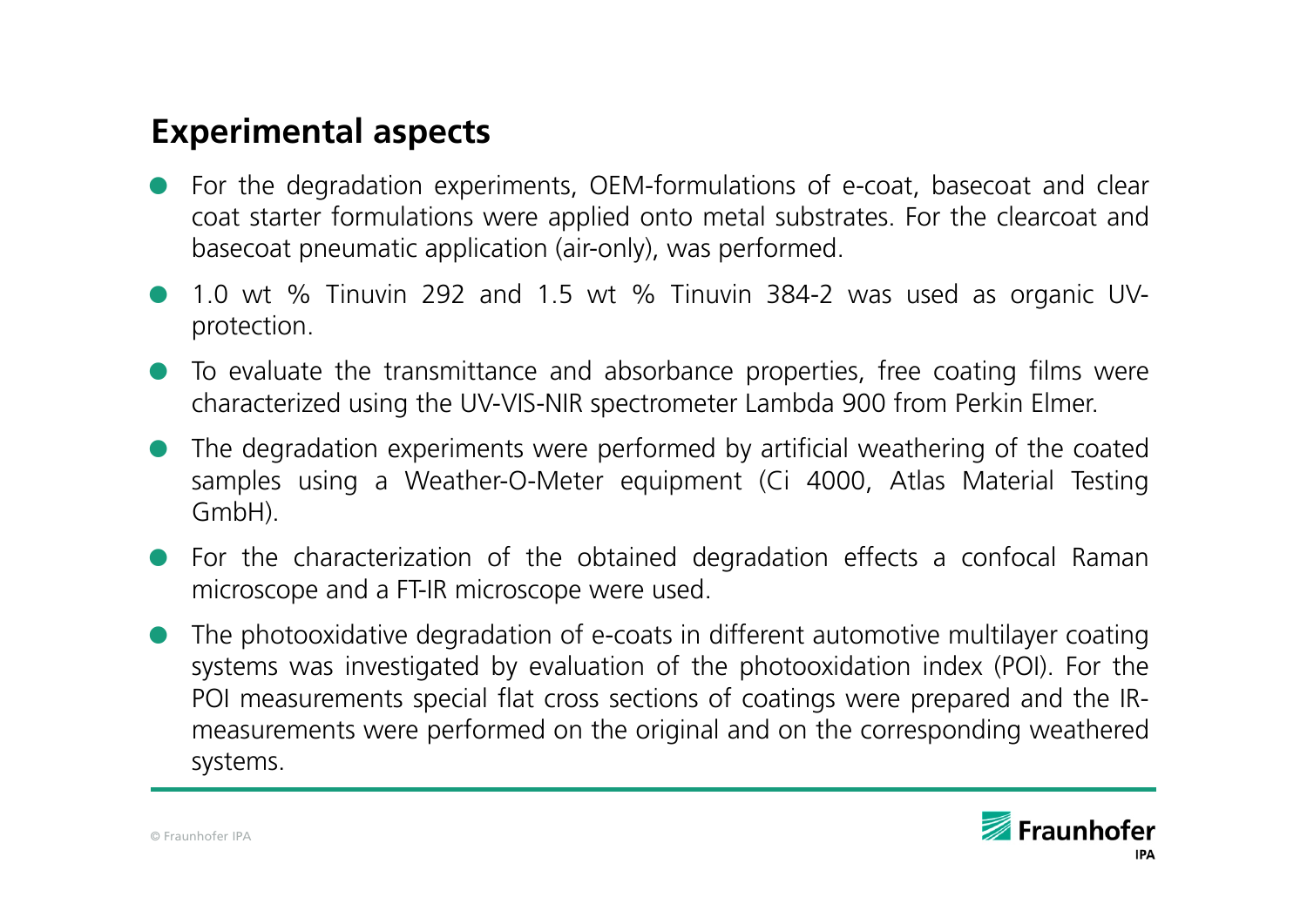## Experimental aspects

- For the degradation experiments, OEM-formulations of e-coat, basecoat and clear coat starter formulations were applied onto metal substrates. For the clearcoat and basecoat pneumatic application (air-only), was performed.
- 1.0 wt % Tinuvin 292 and 1.5 wt % Tinuvin 384-2 was used as organic UV-protection.
- To evaluate the transmittance and absorbance properties, free coating films were characterized using the UV-VIS-NIR spectrometer Lambda 900 from Perkin Elmer.
- The degradation experiments were performed by artificial weathering of the coated samples using a Weather-O-Meter equipment (Ci 4000, Atlas Material Testing GmbH).
- For the characterization of the obtained degradation effects a confocal Raman microscope and a FT-IR microscope were used.
- The photooxidative degradation of e-coats in different automotive multilayer coating systems was investigated by evaluation of the photooxidation index (POI). For the POI measurements special flat cross sections of coatings were prepared and the IR-measurements were performed on the original and on the corresponding weathered systems.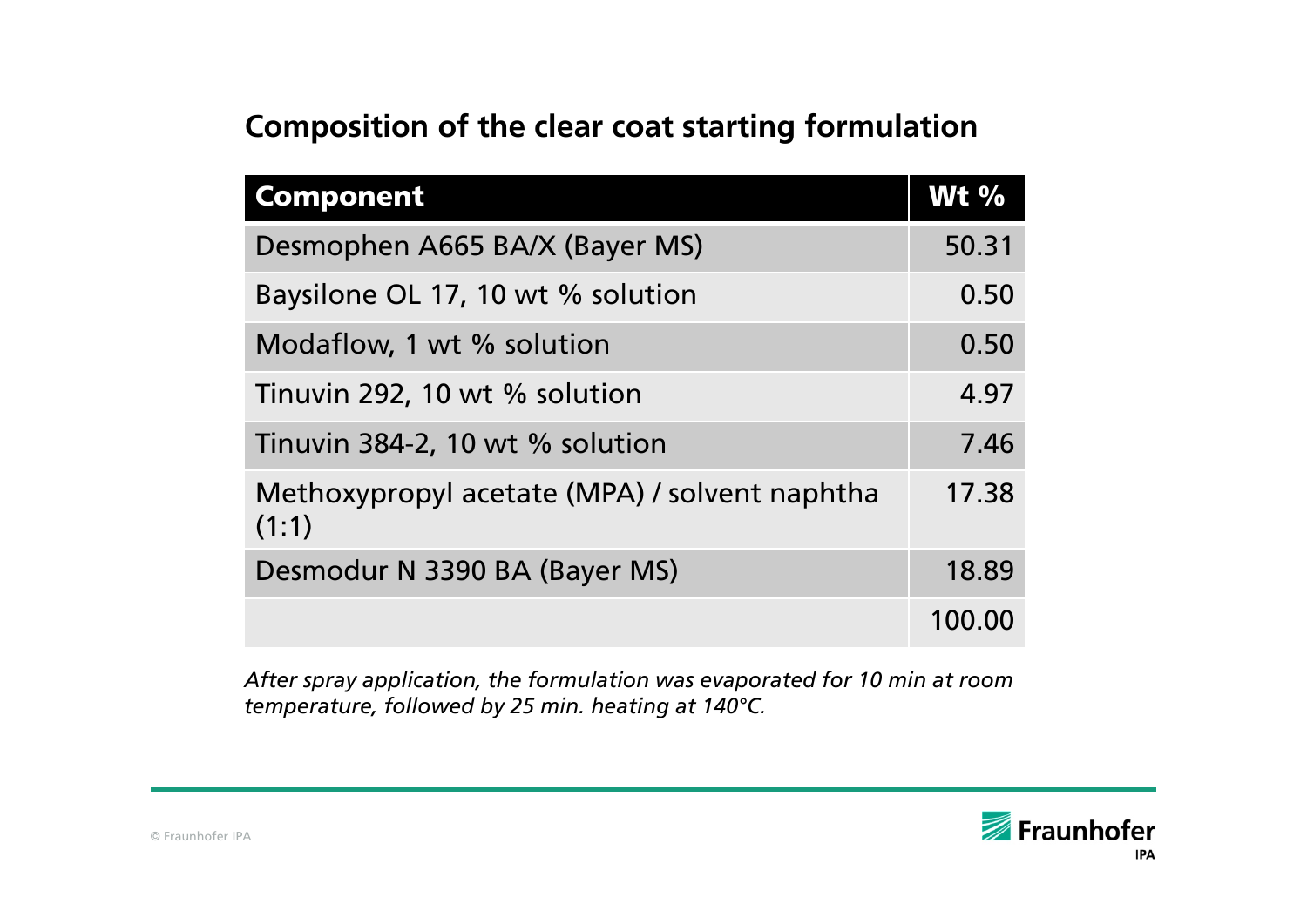## Composition of the clear coat starting formulation

| Component | Wt % |
|---|---|
| Desmophen A665 BA/X (Bayer MS) | 50.31 |
| Baysilone OL 17, 10 wt % solution | 0.50 |
| Modaflow, 1 wt % solution | 0.50 |
| Tinuvin 292, 10 wt % solution | 4.97 |
| Tinuvin 384-2, 10 wt % solution | 7.46 |
| Methoxypropyl acetate (MPA) / solvent naphtha (1:1) | 17.38 |
| Desmodur N 3390 BA (Bayer MS) | 18.89 |
| | 100.00 |

*After spray application, the formulation was evaporated for 10 min at room temperature, followed by 25 min. heating at 140°C.*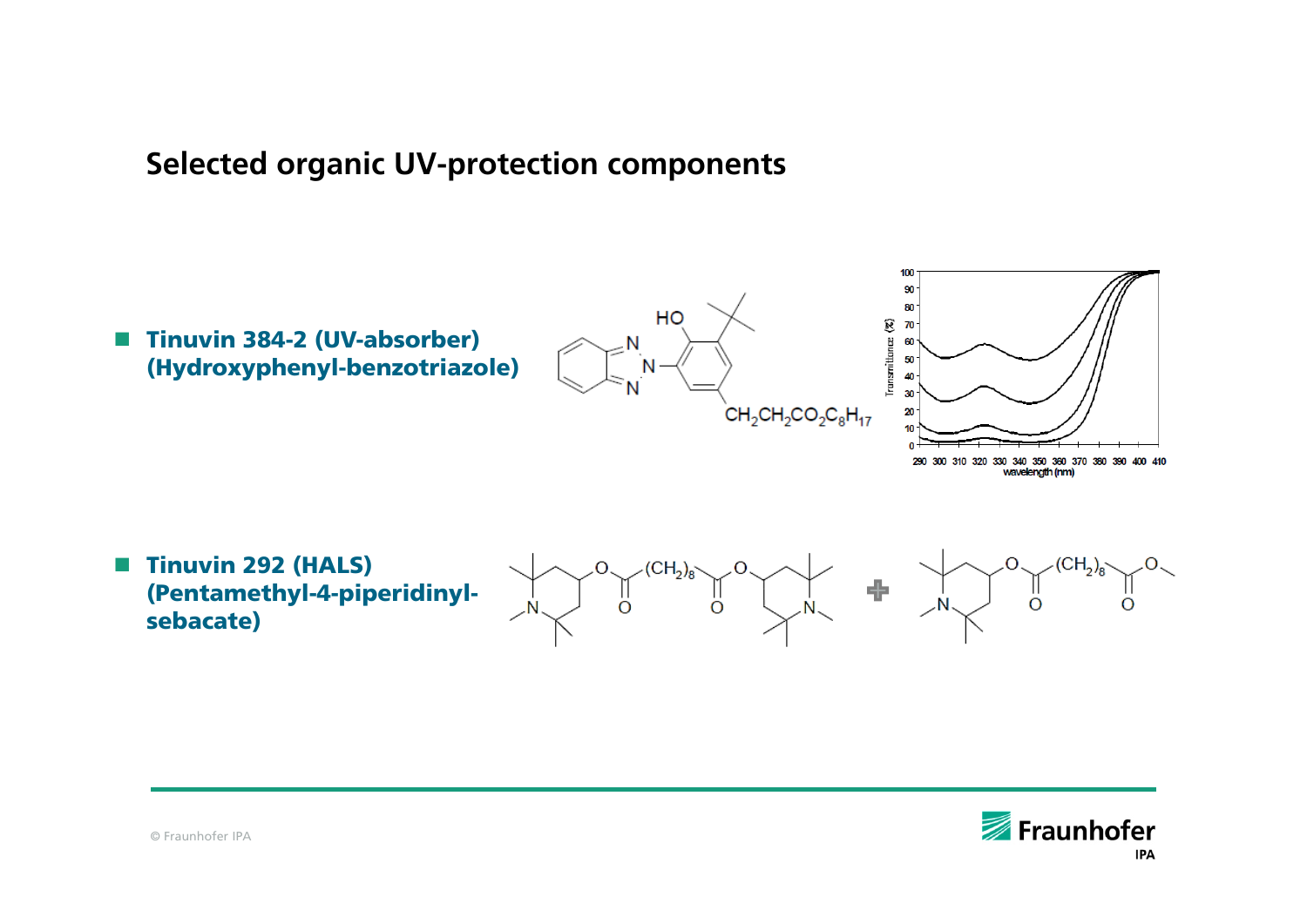## Selected organic UV-protection components

- **Tinuvin 384-2 (UV-absorber) (Hydroxyphenyl-benzotriazole)**

- **Tinuvin 292 (HALS) (Pentamethyl-4-piperidinyl-sebacate)**

© Fraunhofer IPA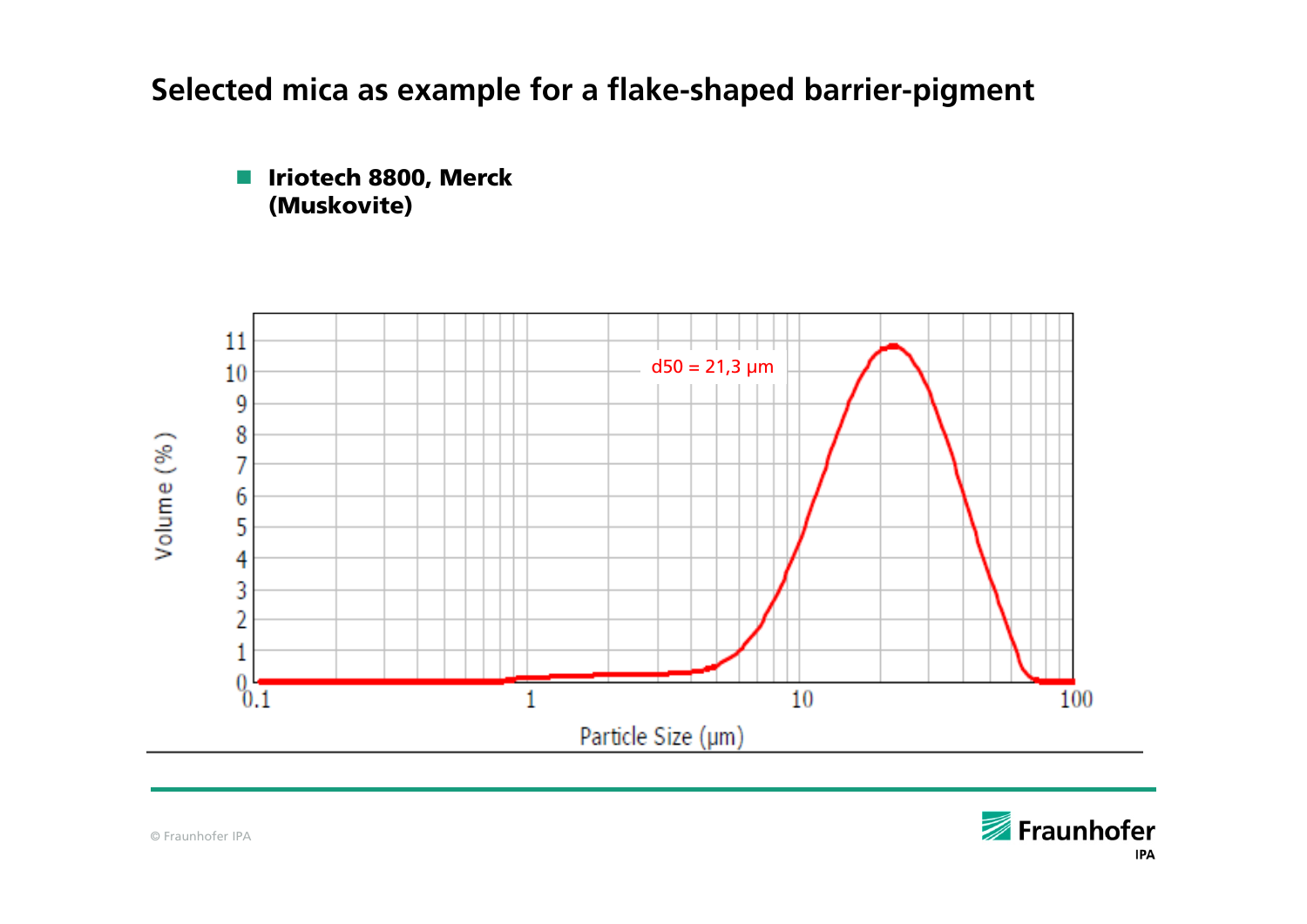# Selected mica as example for a flake-shaped barrier-pigment

- **Iriotech 8800, Merck (Muskovite)**

d50 = 21,3 µm

Volume (%)

Particle Size (µm)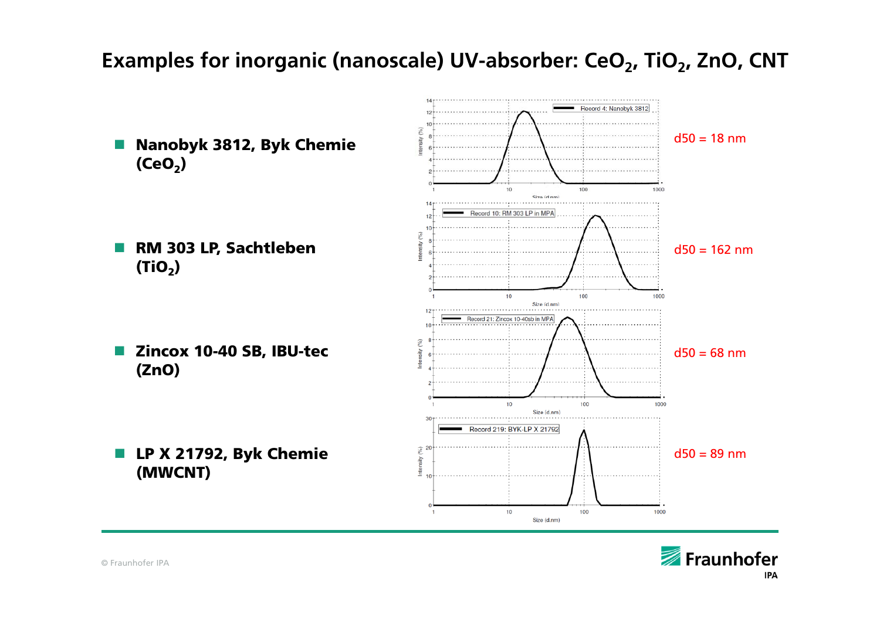# Examples for inorganic (nanoscale) UV-absorber: $CeO_2$, $TiO_2$, ZnO, CNT

- **Nanobyk 3812, Byk Chemie ($CeO_2$)**

  d50 = 18 nm

- **RM 303 LP, Sachtleben ($TiO_2$)**

  d50 = 162 nm

- **Zincox 10-40 SB, IBU-tec (ZnO)**

  d50 = 68 nm

- **LP X 21792, Byk Chemie (MWCNT)**

  d50 = 89 nm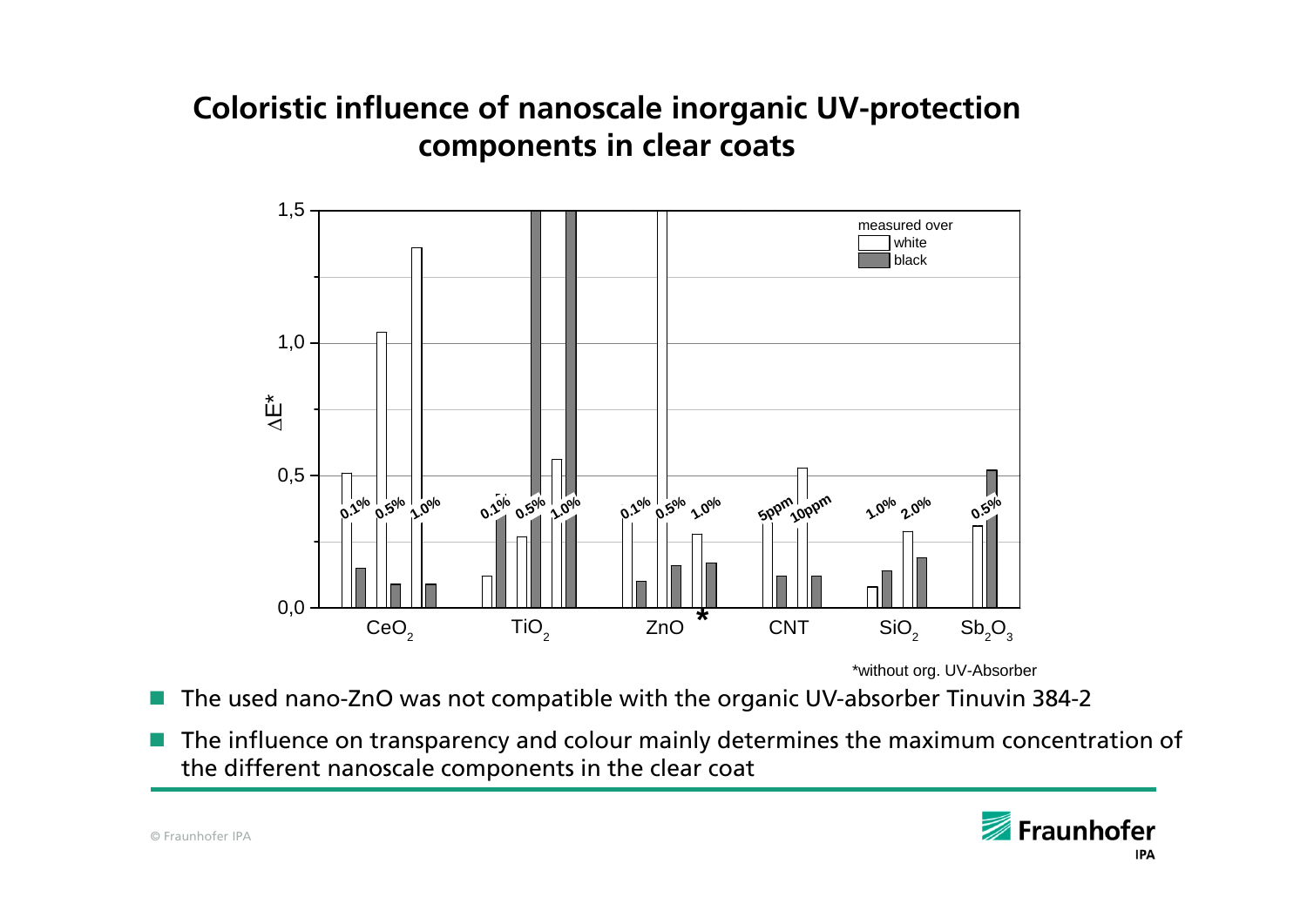## Coloristic influence of nanoscale inorganic UV-protection components in clear coats

ΔE*

1,5
1,0
0,5
0,0

measured over
white
black

$CeO_2$ — 0.1% 0.5% 1.0%
$TiO_2$ — 0.1% 0.5% 1.0%
ZnO* — 0.1% 0.5% 1.0%
CNT — 5ppm 10ppm
$SiO_2$ — 1.0% 2.0%
$Sb_2O_3$ — 0.5%

*without org. UV-Absorber

- The used nano-ZnO was not compatible with the organic UV-absorber Tinuvin 384-2
- The influence on transparency and colour mainly determines the maximum concentration of the different nanoscale components in the clear coat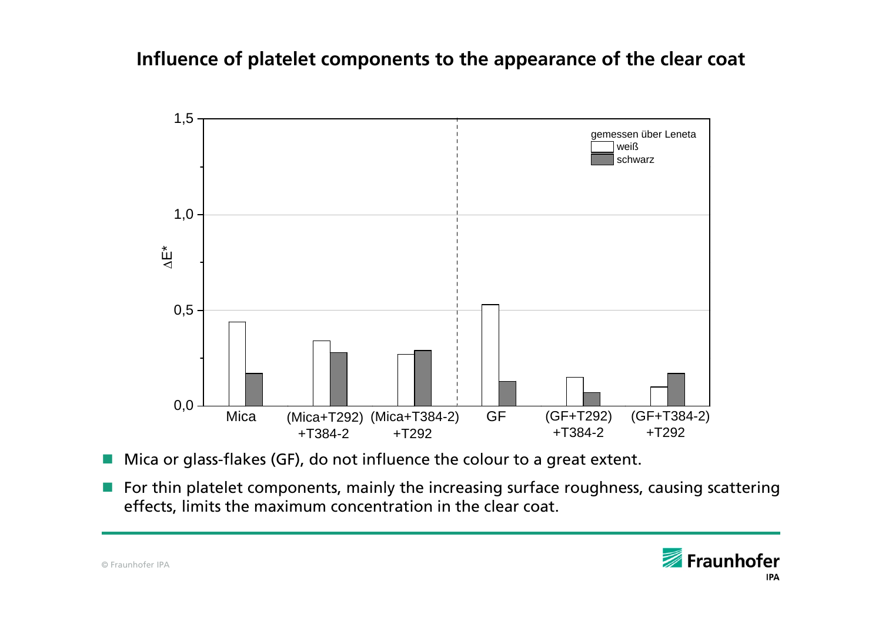## Influence of platelet components to the appearance of the clear coat

- Mica or glass-flakes (GF), do not influence the colour to a great extent.
- For thin platelet components, mainly the increasing surface roughness, causing scattering effects, limits the maximum concentration in the clear coat.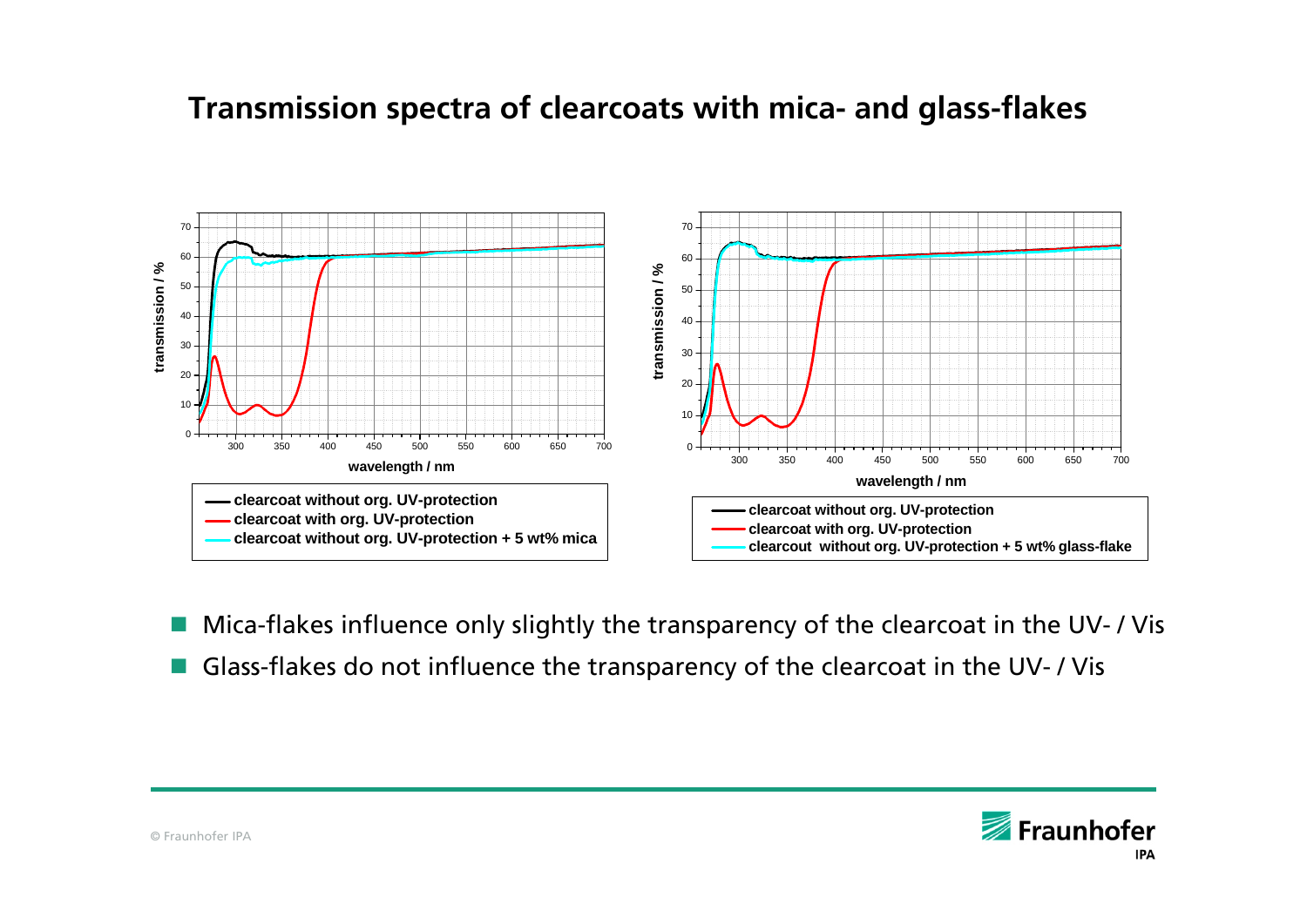# Transmission spectra of clearcoats with mica- and glass-flakes

- clearcoat without org. UV-protection
- clearcoat with org. UV-protection
- clearcoat without org. UV-protection + 5 wt% mica

- clearcoat without org. UV-protection
- clearcoat with org. UV-protection
- clearcout without org. UV-protection + 5 wt% glass-flake

- Mica-flakes influence only slightly the transparency of the clearcoat in the UV- / Vis
- Glass-flakes do not influence the transparency of the clearcoat in the UV- / Vis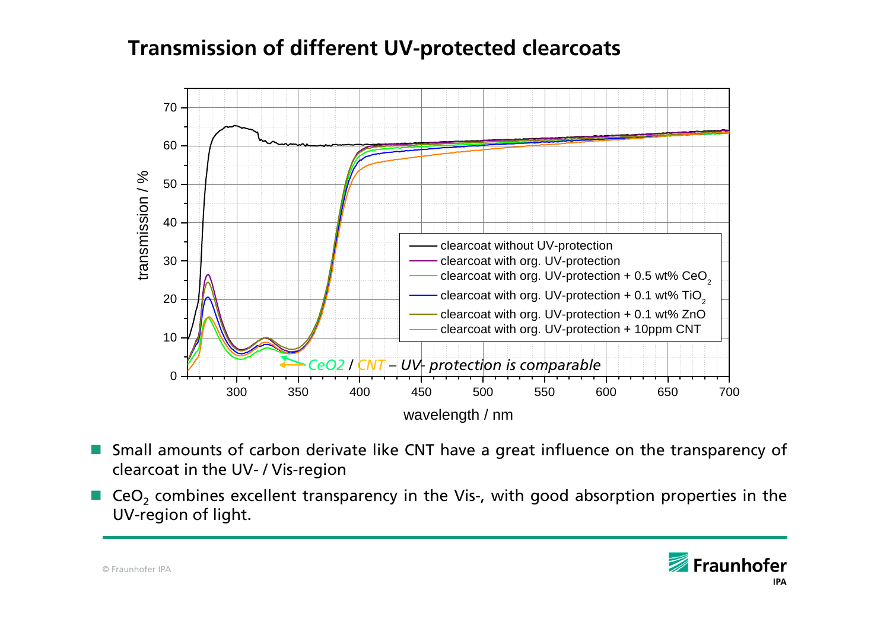# Transmission of different UV-protected clearcoats

- Small amounts of carbon derivate like CNT have a great influence on the transparency of clearcoat in the UV- / Vis-region
- $CeO_2$ combines excellent transparency in the Vis-, with good absorption properties in the UV-region of light.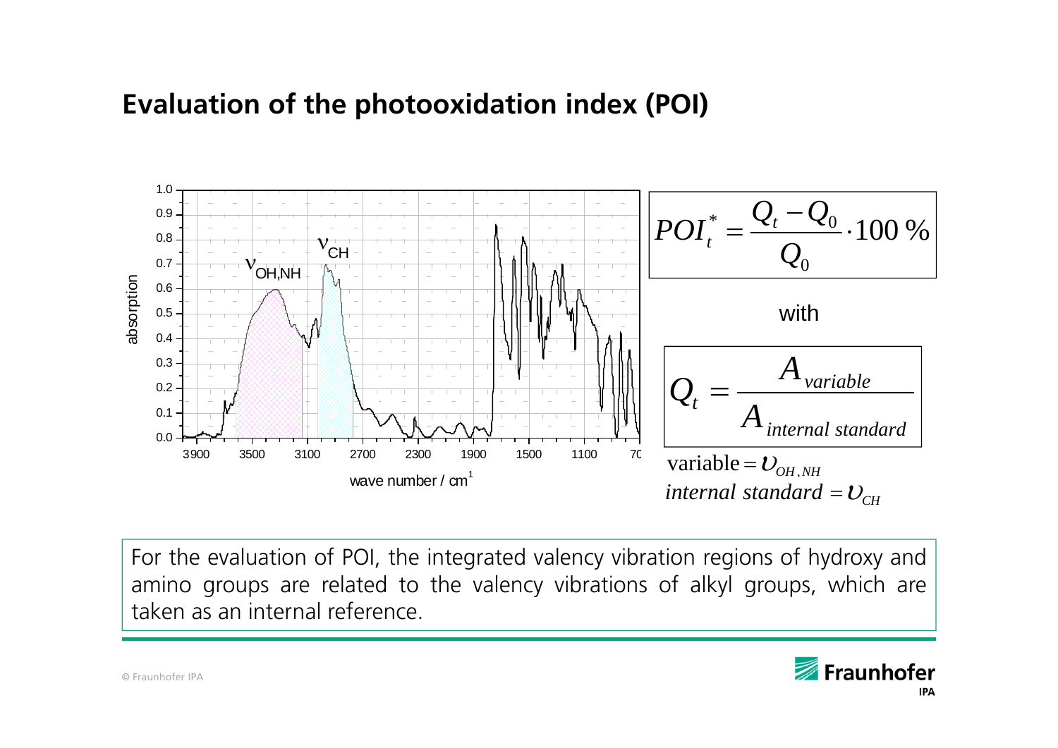# Evaluation of the photooxidation index (POI)

$$POI_t^* = \frac{Q_t - Q_0}{Q_0} \cdot 100\,\%$$

with

$$Q_t = \frac{A_{variable}}{A_{internal\ standard}}$$

$\text{variable} = \upsilon_{OH,NH}$

$internal\ standard = \upsilon_{CH}$

For the evaluation of POI, the integrated valency vibration regions of hydroxy and amino groups are related to the valency vibrations of alkyl groups, which are taken as an internal reference.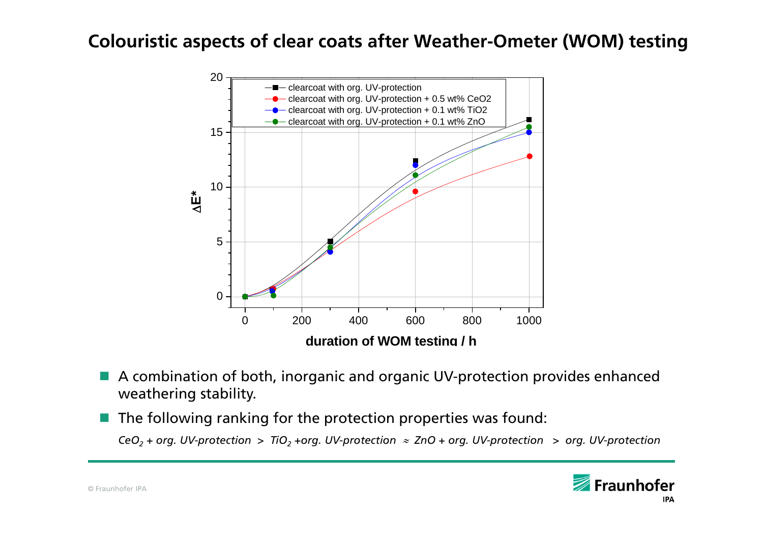# Colouristic aspects of clear coats after Weather-Ometer (WOM) testing

- A combination of both, inorganic and organic UV-protection provides enhanced weathering stability.
- The following ranking for the protection properties was found:

  *$CeO_2$ + org. UV-protection > $TiO_2$ +org. UV-protection ≈ ZnO + org. UV-protection > org. UV-protection*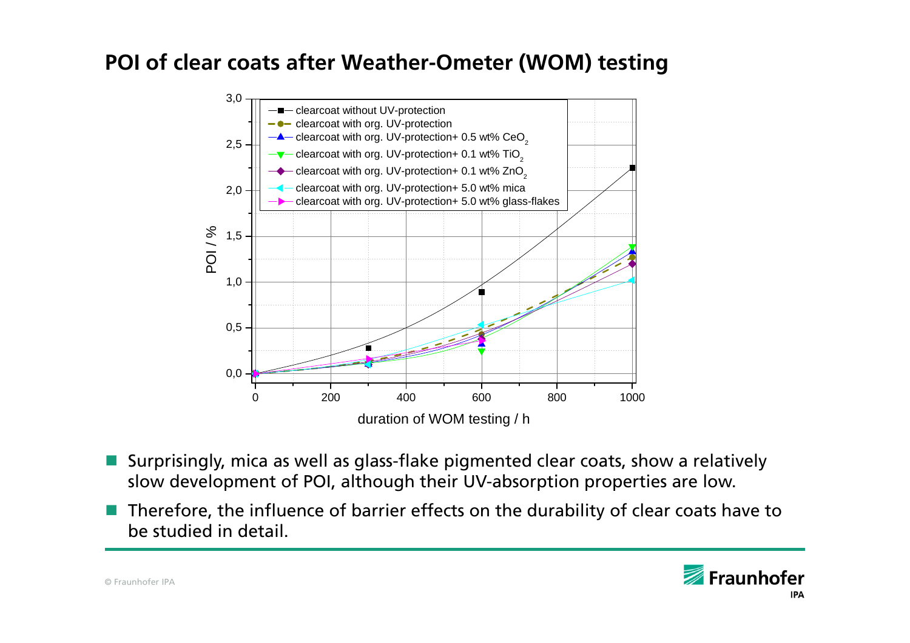## POI of clear coats after Weather-Ometer (WOM) testing

- Surprisingly, mica as well as glass-flake pigmented clear coats, show a relatively slow development of POI, although their UV-absorption properties are low.
- Therefore, the influence of barrier effects on the durability of clear coats have to be studied in detail.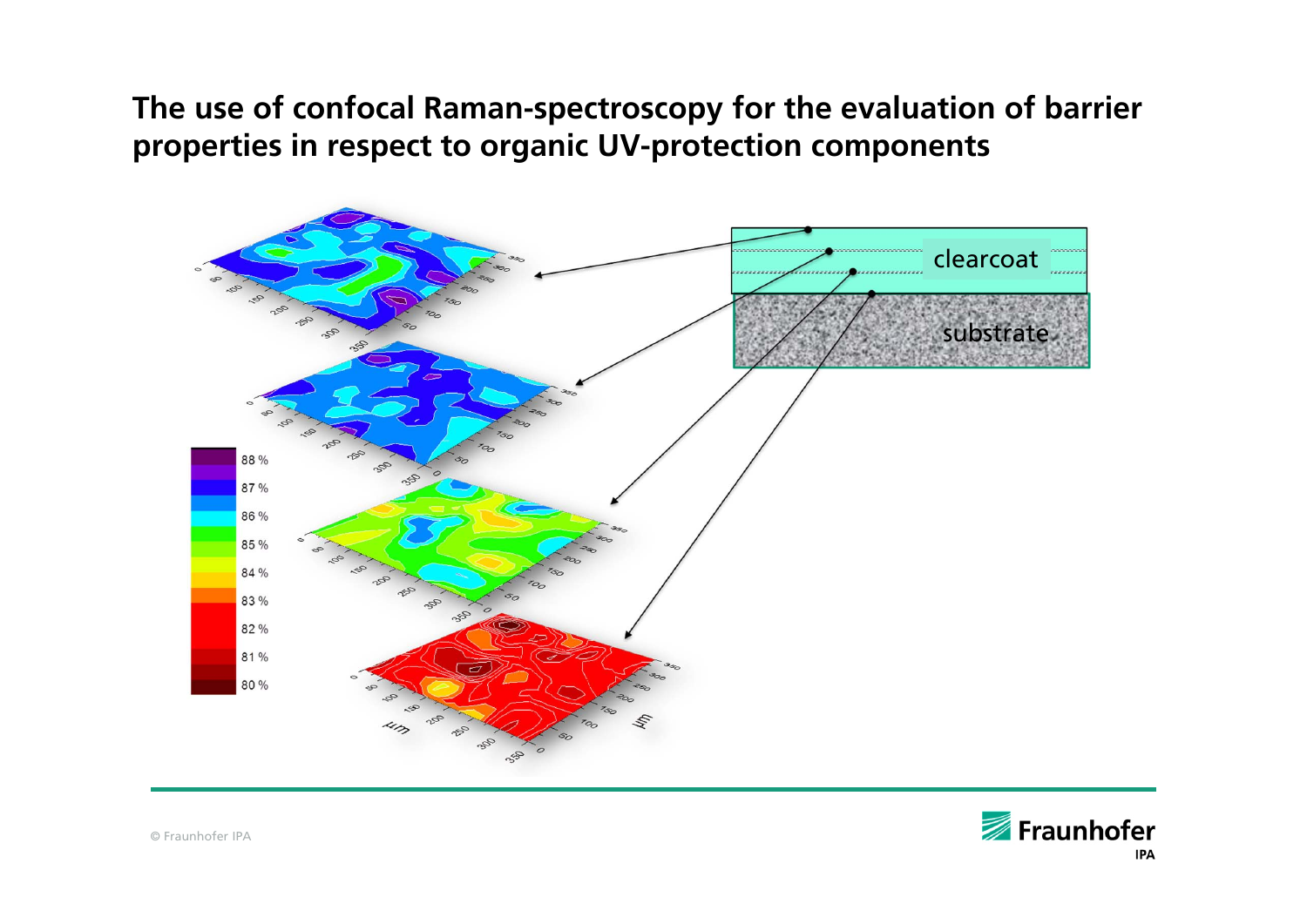# The use of confocal Raman-spectroscopy for the evaluation of barrier properties in respect to organic UV-protection components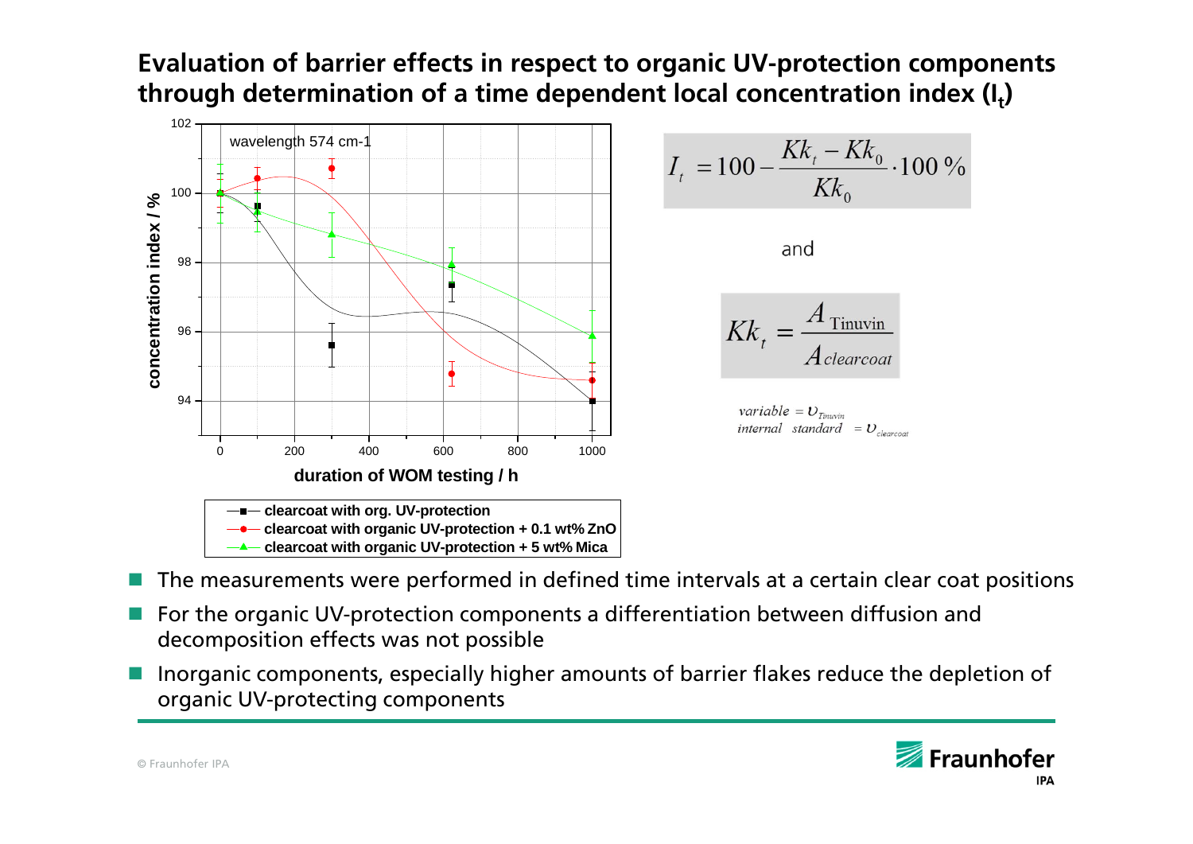# Evaluation of barrier effects in respect to organic UV-protection components through determination of a time dependent local concentration index ($I_t$)

wavelength 574 cm-1

concentration index / %

duration of WOM testing / h

- clearcoat with org. UV-protection
- clearcoat with organic UV-protection + 0.1 wt% ZnO
- clearcoat with organic UV-protection + 5 wt% Mica

$$I_t = 100 - \frac{Kk_t - Kk_0}{Kk_0} \cdot 100\,\%$$

and

$$Kk_t = \frac{A_{\text{Tinuvin}}}{A_{clearcoat}}$$

$variable = \upsilon_{Tinuvin}$
$internal\ \ standard = \upsilon_{clearcoat}$

- The measurements were performed in defined time intervals at a certain clear coat positions
- For the organic UV-protection components a differentiation between diffusion and decomposition effects was not possible
- Inorganic components, especially higher amounts of barrier flakes reduce the depletion of organic UV-protecting components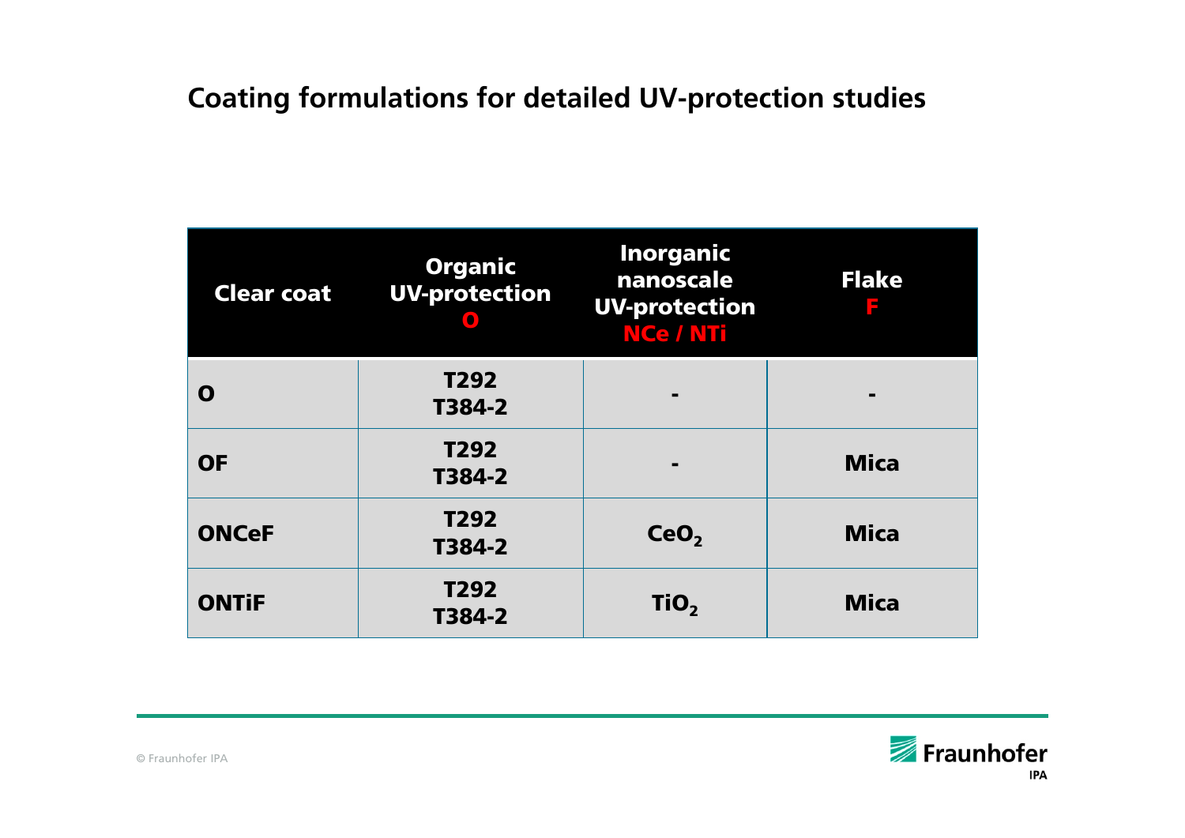## Coating formulations for detailed UV-protection studies

| Clear coat | Organic UV-protection **O** | Inorganic nanoscale UV-protection **NCe / NTi** | Flake **F** |
|---|---|---|---|
| **O** | **T292 T384-2** | - | - |
| **OF** | **T292 T384-2** | - | **Mica** |
| **ONCeF** | **T292 T384-2** | **$CeO_2$** | **Mica** |
| **ONTiF** | **T292 T384-2** | **$TiO_2$** | **Mica** |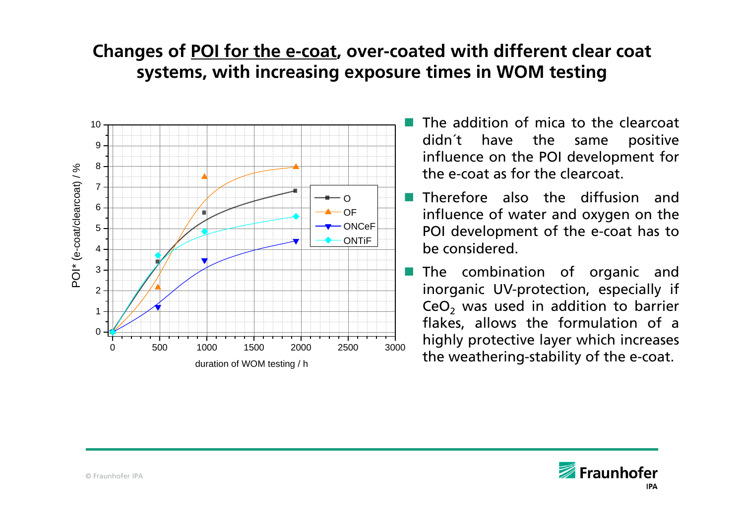# Changes of POI for the e-coat, over-coated with different clear coat systems, with increasing exposure times in WOM testing

- The addition of mica to the clearcoat didn´t have the same positive influence on the POI development for the e-coat as for the clearcoat.
- Therefore also the diffusion and influence of water and oxygen on the POI development of the e-coat has to be considered.
- The combination of organic and inorganic UV-protection, especially if $CeO_2$ was used in addition to barrier flakes, allows the formulation of a highly protective layer which increases the weathering-stability of the e-coat.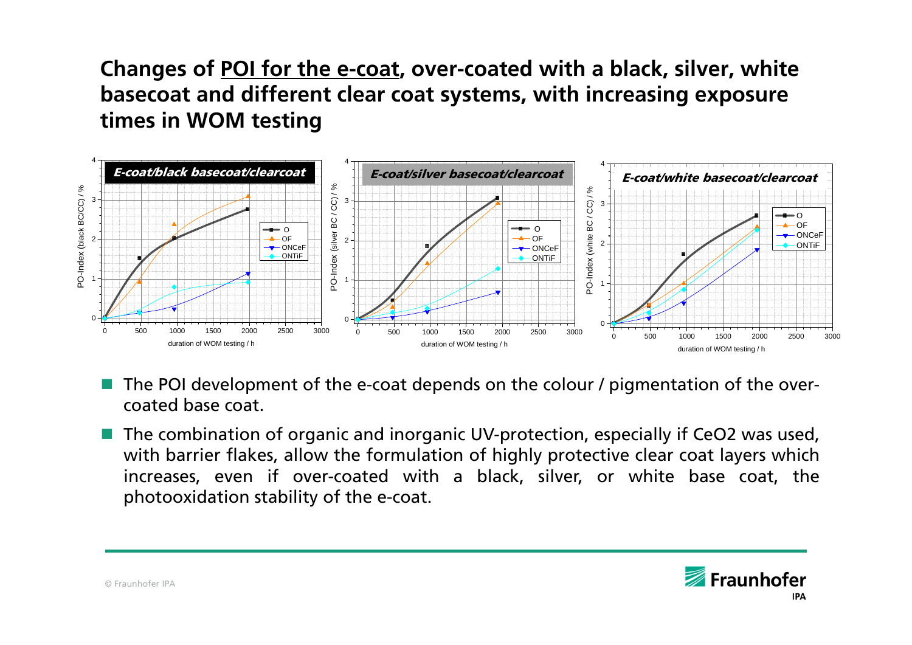## Changes of POI for the e-coat, over-coated with a black, silver, white basecoat and different clear coat systems, with increasing exposure times in WOM testing

- The POI development of the e-coat depends on the colour / pigmentation of the over-coated base coat.
- The combination of organic and inorganic UV-protection, especially if CeO2 was used, with barrier flakes, allow the formulation of highly protective clear coat layers which increases, even if over-coated with a black, silver, or white base coat, the photooxidation stability of the e-coat.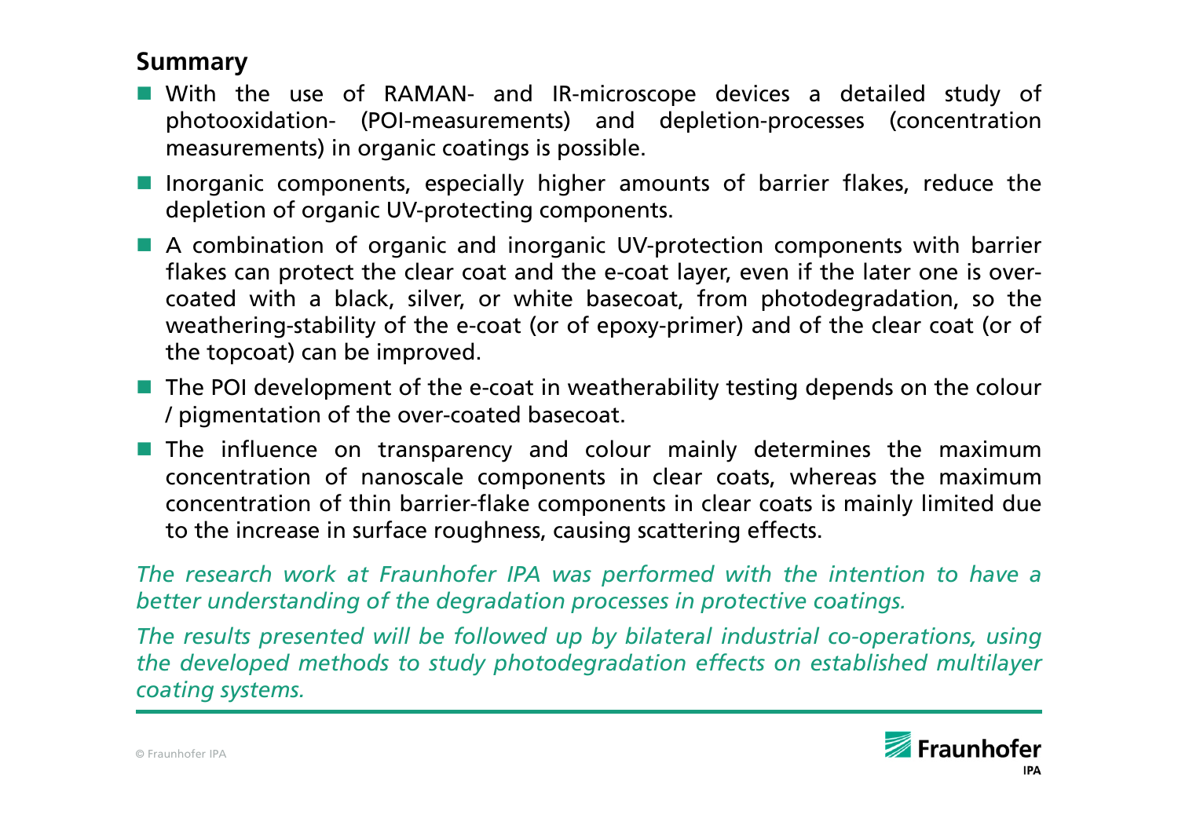## Summary

- With the use of RAMAN- and IR-microscope devices a detailed study of photooxidation- (POI-measurements) and depletion-processes (concentration measurements) in organic coatings is possible.
- Inorganic components, especially higher amounts of barrier flakes, reduce the depletion of organic UV-protecting components.
- A combination of organic and inorganic UV-protection components with barrier flakes can protect the clear coat and the e-coat layer, even if the later one is over-coated with a black, silver, or white basecoat, from photodegradation, so the weathering-stability of the e-coat (or of epoxy-primer) and of the clear coat (or of the topcoat) can be improved.
- The POI development of the e-coat in weatherability testing depends on the colour / pigmentation of the over-coated basecoat.
- The influence on transparency and colour mainly determines the maximum concentration of nanoscale components in clear coats, whereas the maximum concentration of thin barrier-flake components in clear coats is mainly limited due to the increase in surface roughness, causing scattering effects.

*The research work at Fraunhofer IPA was performed with the intention to have a better understanding of the degradation processes in protective coatings.*

*The results presented will be followed up by bilateral industrial co-operations, using the developed methods to study photodegradation effects on established multilayer coating systems.*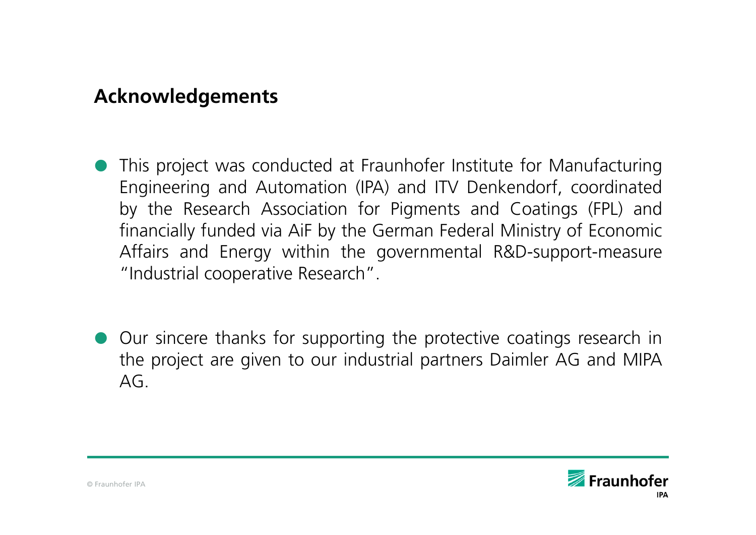## Acknowledgements

- This project was conducted at Fraunhofer Institute for Manufacturing Engineering and Automation (IPA) and ITV Denkendorf, coordinated by the Research Association for Pigments and Coatings (FPL) and financially funded via AiF by the German Federal Ministry of Economic Affairs and Energy within the governmental R&D-support-measure "Industrial cooperative Research".

- Our sincere thanks for supporting the protective coatings research in the project are given to our industrial partners Daimler AG and MIPA AG.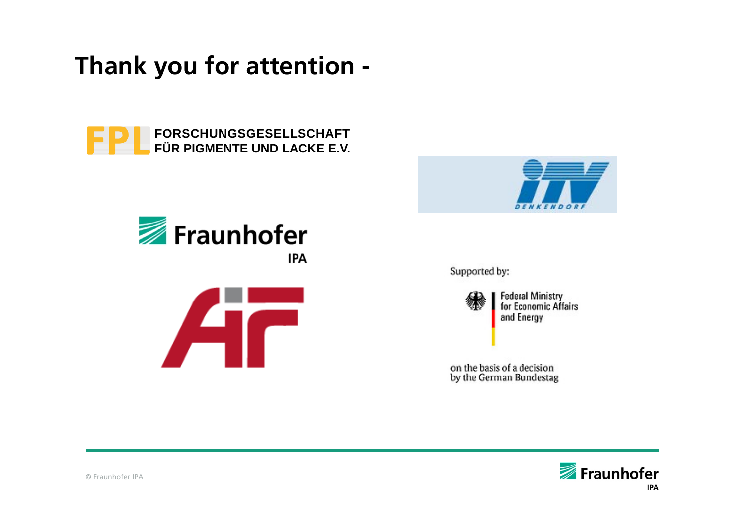# Thank you for attention -

FORSCHUNGSGESELLSCHAFT
FÜR PIGMENTE UND LACKE E.V.

Supported by:

Federal Ministry
for Economic Affairs
and Energy

on the basis of a decision
by the German Bundestag